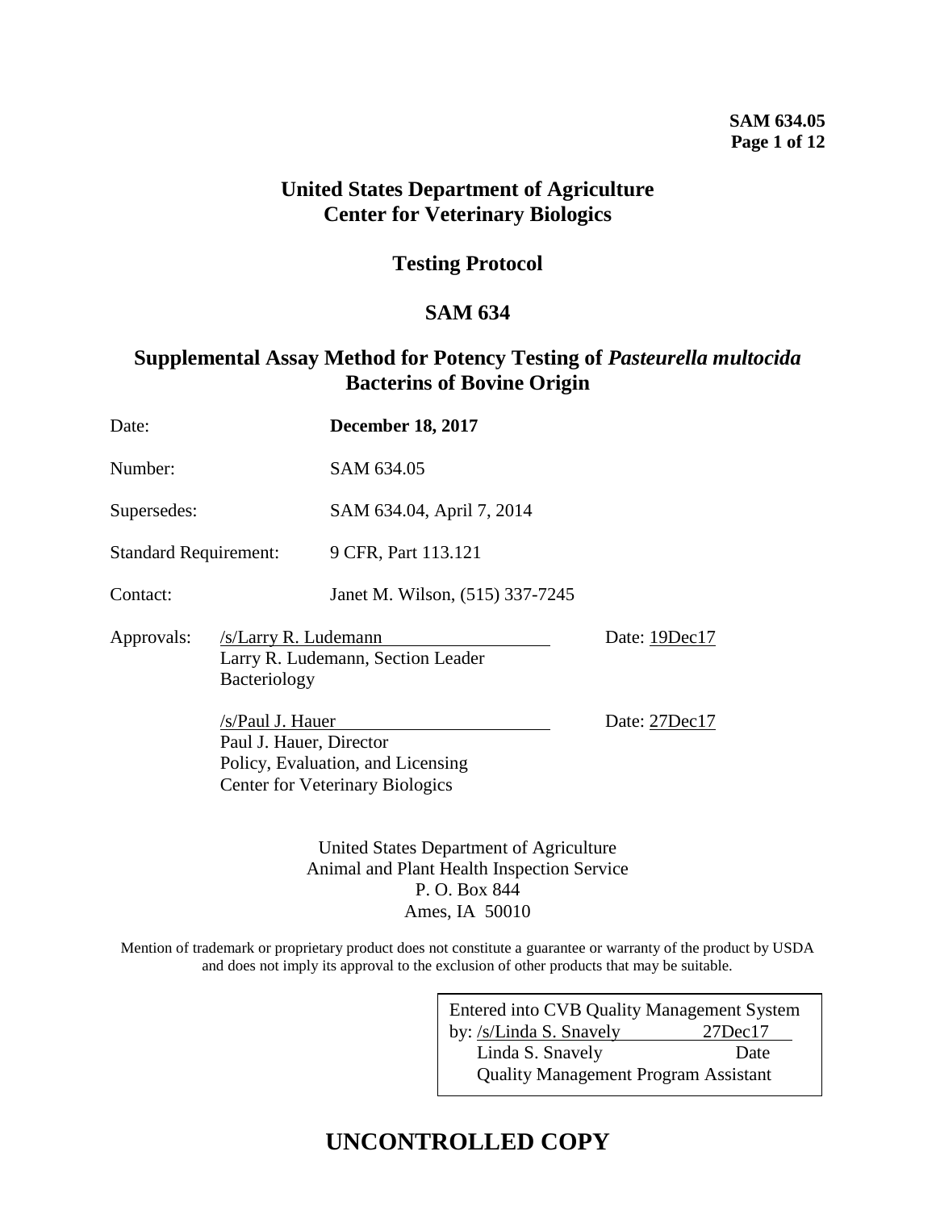# United States Department of Agriculture
# Center for Veterinary Biologics

## Testing Protocol

## SAM 634

## Supplemental Assay Method for Potency Testing of *Pasteurella multocida* Bacterins of Bovine Origin

Date: **December 18, 2017**

Number: SAM 634.05

Supersedes: SAM 634.04, April 7, 2014

Standard Requirement: 9 CFR, Part 113.121

Contact: Janet M. Wilson, (515) 337-7245

Approvals: /s/Larry R. Ludemann Date: 19Dec17
Larry R. Ludemann, Section Leader
Bacteriology

/s/Paul J. Hauer Date: 27Dec17
Paul J. Hauer, Director
Policy, Evaluation, and Licensing
Center for Veterinary Biologics

United States Department of Agriculture
Animal and Plant Health Inspection Service
P. O. Box 844
Ames, IA 50010

Mention of trademark or proprietary product does not constitute a guarantee or warranty of the product by USDA and does not imply its approval to the exclusion of other products that may be suitable.

Entered into CVB Quality Management System
by: /s/Linda S. Snavely 27Dec17
Linda S. Snavely Date
Quality Management Program Assistant

**UNCONTROLLED COPY**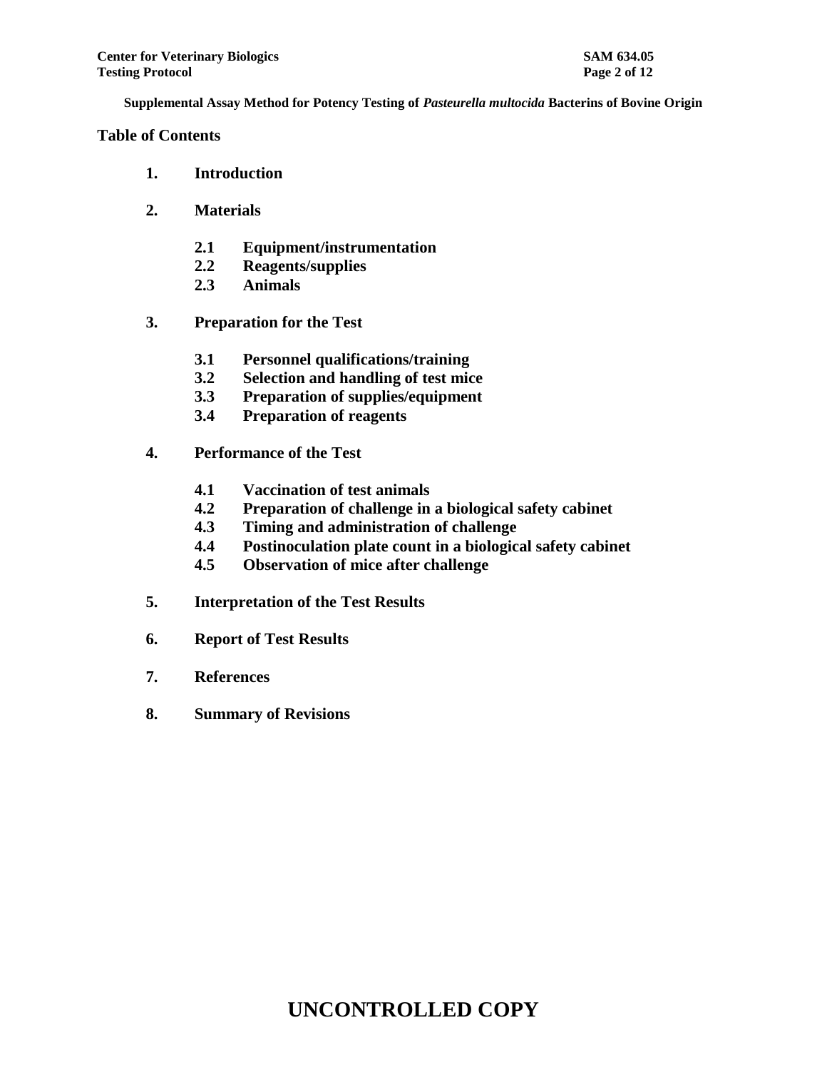**Supplemental Assay Method for Potency Testing of *Pasteurella multocida* Bacterins of Bovine Origin**

## Table of Contents

1. **Introduction**

2. **Materials**

   2.1 **Equipment/instrumentation**
   2.2 **Reagents/supplies**
   2.3 **Animals**

3. **Preparation for the Test**

   3.1 **Personnel qualifications/training**
   3.2 **Selection and handling of test mice**
   3.3 **Preparation of supplies/equipment**
   3.4 **Preparation of reagents**

4. **Performance of the Test**

   4.1 **Vaccination of test animals**
   4.2 **Preparation of challenge in a biological safety cabinet**
   4.3 **Timing and administration of challenge**
   4.4 **Postinoculation plate count in a biological safety cabinet**
   4.5 **Observation of mice after challenge**

5. **Interpretation of the Test Results**

6. **Report of Test Results**

7. **References**

8. **Summary of Revisions**

**UNCONTROLLED COPY**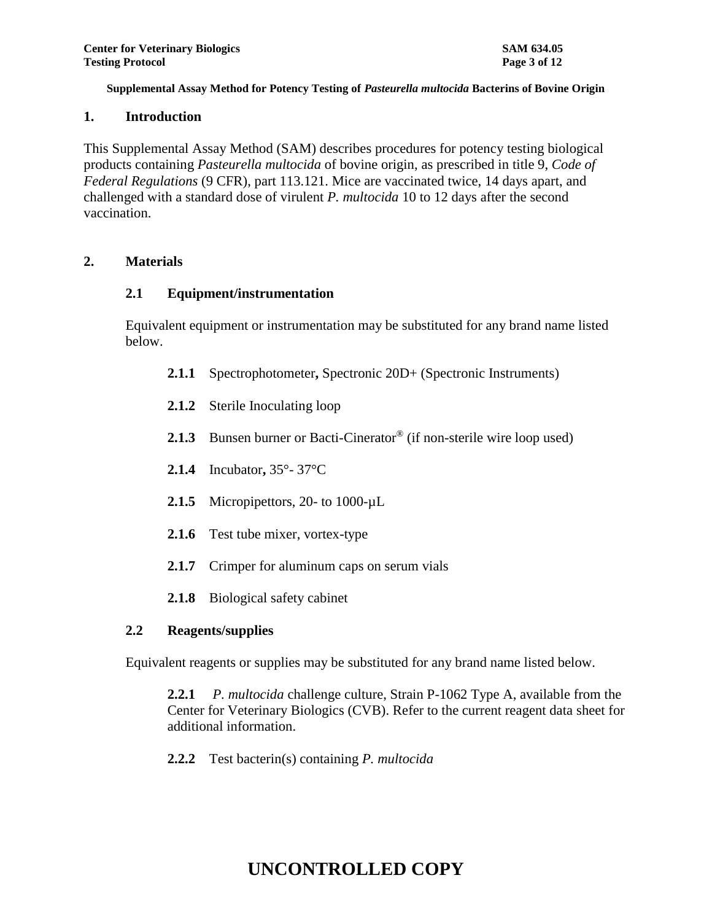**Supplemental Assay Method for Potency Testing of *Pasteurella multocida* Bacterins of Bovine Origin**

## 1. Introduction

This Supplemental Assay Method (SAM) describes procedures for potency testing biological products containing *Pasteurella multocida* of bovine origin, as prescribed in title 9, *Code of Federal Regulations* (9 CFR), part 113.121. Mice are vaccinated twice, 14 days apart, and challenged with a standard dose of virulent *P. multocida* 10 to 12 days after the second vaccination.

## 2. Materials

### 2.1 Equipment/instrumentation

Equivalent equipment or instrumentation may be substituted for any brand name listed below.

**2.1.1** Spectrophotometer**,** Spectronic 20D+ (Spectronic Instruments)

**2.1.2** Sterile Inoculating loop

**2.1.3** Bunsen burner or Bacti-Cinerator® (if non-sterile wire loop used)

**2.1.4** Incubator**,** 35°- 37°C

**2.1.5** Micropipettors, 20- to 1000-µL

**2.1.6** Test tube mixer, vortex-type

**2.1.7** Crimper for aluminum caps on serum vials

**2.1.8** Biological safety cabinet

### 2.2 Reagents/supplies

Equivalent reagents or supplies may be substituted for any brand name listed below.

**2.2.1** *P. multocida* challenge culture, Strain P-1062 Type A, available from the Center for Veterinary Biologics (CVB). Refer to the current reagent data sheet for additional information.

**2.2.2** Test bacterin(s) containing *P. multocida*

**UNCONTROLLED COPY**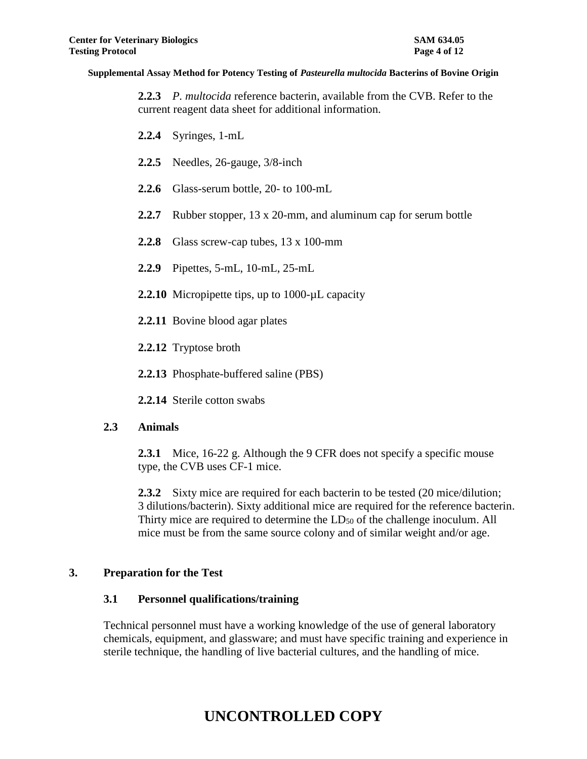**2.2.3** *P. multocida* reference bacterin, available from the CVB. Refer to the current reagent data sheet for additional information.

**2.2.4** Syringes, 1-mL

**2.2.5** Needles, 26-gauge, 3/8-inch

**2.2.6** Glass-serum bottle, 20- to 100-mL

**2.2.7** Rubber stopper, 13 x 20-mm, and aluminum cap for serum bottle

**2.2.8** Glass screw-cap tubes, 13 x 100-mm

**2.2.9** Pipettes, 5-mL, 10-mL, 25-mL

**2.2.10** Micropipette tips, up to 1000-µL capacity

**2.2.11** Bovine blood agar plates

**2.2.12** Tryptose broth

**2.2.13** Phosphate-buffered saline (PBS)

**2.2.14** Sterile cotton swabs

### 2.3 Animals

**2.3.1** Mice, 16-22 g. Although the 9 CFR does not specify a specific mouse type, the CVB uses CF-1 mice.

**2.3.2** Sixty mice are required for each bacterin to be tested (20 mice/dilution; 3 dilutions/bacterin). Sixty additional mice are required for the reference bacterin. Thirty mice are required to determine the $LD_{50}$ of the challenge inoculum. All mice must be from the same source colony and of similar weight and/or age.

## 3. Preparation for the Test

### 3.1 Personnel qualifications/training

Technical personnel must have a working knowledge of the use of general laboratory chemicals, equipment, and glassware; and must have specific training and experience in sterile technique, the handling of live bacterial cultures, and the handling of mice.

**UNCONTROLLED COPY**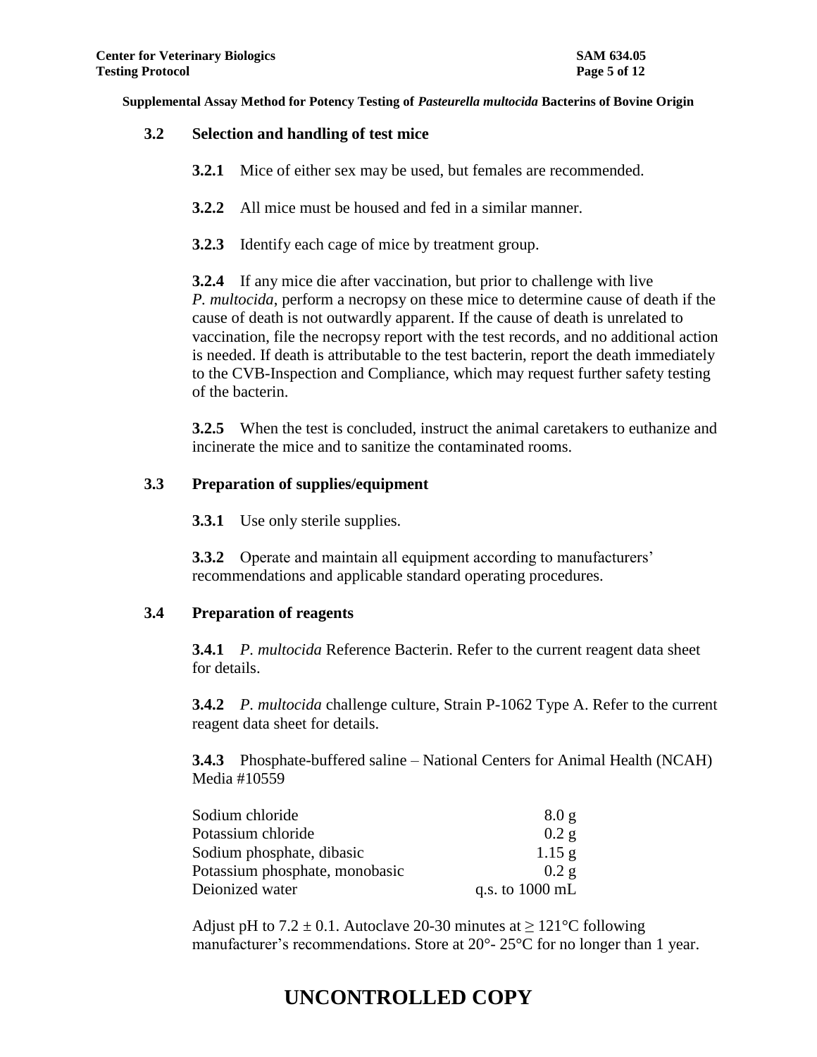### 3.2 Selection and handling of test mice

**3.2.1** Mice of either sex may be used, but females are recommended.

**3.2.2** All mice must be housed and fed in a similar manner.

**3.2.3** Identify each cage of mice by treatment group.

**3.2.4** If any mice die after vaccination, but prior to challenge with live *P. multocida*, perform a necropsy on these mice to determine cause of death if the cause of death is not outwardly apparent. If the cause of death is unrelated to vaccination, file the necropsy report with the test records, and no additional action is needed. If death is attributable to the test bacterin, report the death immediately to the CVB-Inspection and Compliance, which may request further safety testing of the bacterin.

**3.2.5** When the test is concluded, instruct the animal caretakers to euthanize and incinerate the mice and to sanitize the contaminated rooms.

### 3.3 Preparation of supplies/equipment

**3.3.1** Use only sterile supplies.

**3.3.2** Operate and maintain all equipment according to manufacturers' recommendations and applicable standard operating procedures.

### 3.4 Preparation of reagents

**3.4.1** *P. multocida* Reference Bacterin. Refer to the current reagent data sheet for details.

**3.4.2** *P. multocida* challenge culture, Strain P-1062 Type A. Refer to the current reagent data sheet for details.

**3.4.3** Phosphate-buffered saline – National Centers for Animal Health (NCAH) Media #10559

| | |
|---|---|
| Sodium chloride | 8.0 g |
| Potassium chloride | 0.2 g |
| Sodium phosphate, dibasic | 1.15 g |
| Potassium phosphate, monobasic | 0.2 g |
| Deionized water | q.s. to 1000 mL |

Adjust pH to 7.2 ± 0.1. Autoclave 20-30 minutes at ≥ 121°C following manufacturer's recommendations. Store at 20°- 25°C for no longer than 1 year.

# UNCONTROLLED COPY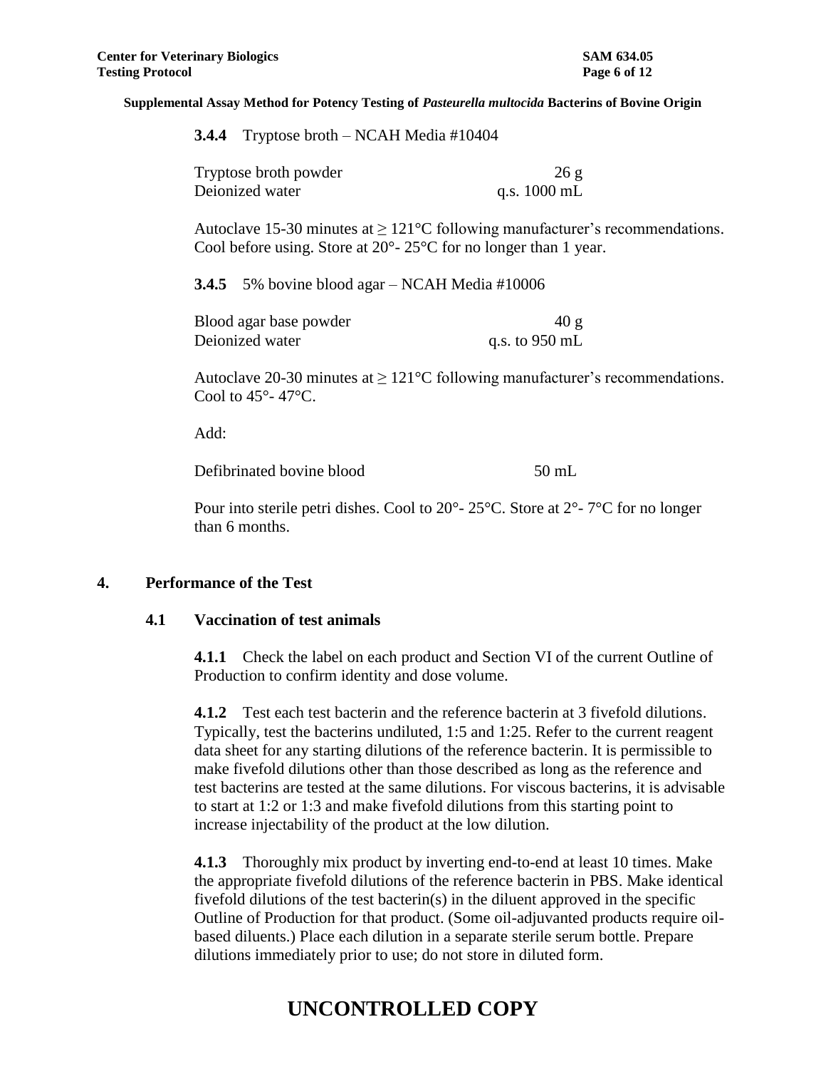**3.4.4** Tryptose broth – NCAH Media #10404

| | |
|---|---|
| Tryptose broth powder | 26 g |
| Deionized water | q.s. 1000 mL |

Autoclave 15-30 minutes at ≥ 121°C following manufacturer's recommendations. Cool before using. Store at 20°- 25°C for no longer than 1 year.

**3.4.5** 5% bovine blood agar – NCAH Media #10006

| | |
|---|---|
| Blood agar base powder | 40 g |
| Deionized water | q.s. to 950 mL |

Autoclave 20-30 minutes at ≥ 121°C following manufacturer's recommendations. Cool to 45°- 47°C.

Add:

| | |
|---|---|
| Defibrinated bovine blood | 50 mL |

Pour into sterile petri dishes. Cool to 20°- 25°C. Store at 2°- 7°C for no longer than 6 months.

## 4. Performance of the Test

### 4.1 Vaccination of test animals

**4.1.1** Check the label on each product and Section VI of the current Outline of Production to confirm identity and dose volume.

**4.1.2** Test each test bacterin and the reference bacterin at 3 fivefold dilutions. Typically, test the bacterins undiluted, 1:5 and 1:25. Refer to the current reagent data sheet for any starting dilutions of the reference bacterin. It is permissible to make fivefold dilutions other than those described as long as the reference and test bacterins are tested at the same dilutions. For viscous bacterins, it is advisable to start at 1:2 or 1:3 and make fivefold dilutions from this starting point to increase injectability of the product at the low dilution.

**4.1.3** Thoroughly mix product by inverting end-to-end at least 10 times. Make the appropriate fivefold dilutions of the reference bacterin in PBS. Make identical fivefold dilutions of the test bacterin(s) in the diluent approved in the specific Outline of Production for that product. (Some oil-adjuvanted products require oil-based diluents.) Place each dilution in a separate sterile serum bottle. Prepare dilutions immediately prior to use; do not store in diluted form.

# UNCONTROLLED COPY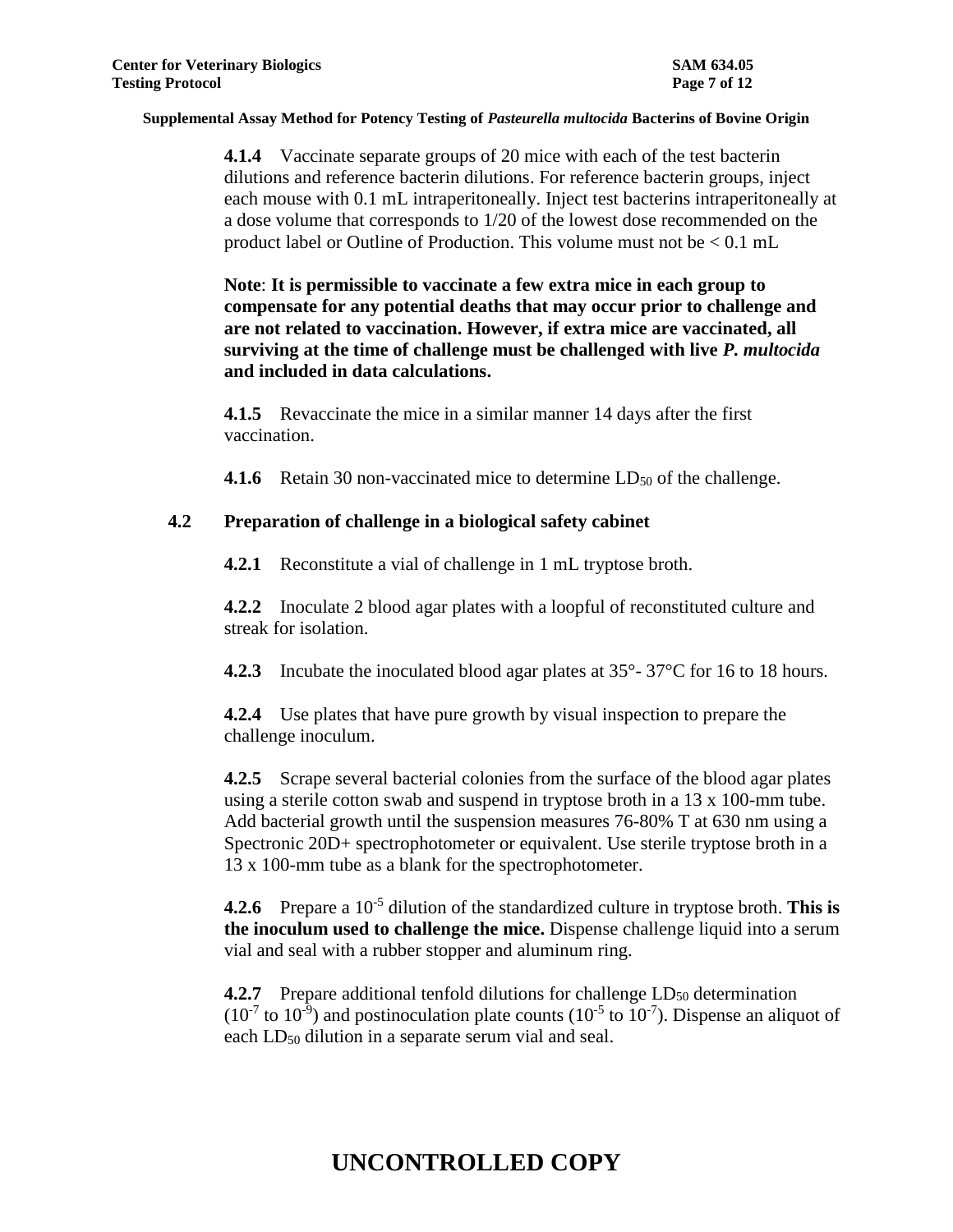**4.1.4** Vaccinate separate groups of 20 mice with each of the test bacterin dilutions and reference bacterin dilutions. For reference bacterin groups, inject each mouse with 0.1 mL intraperitoneally. Inject test bacterins intraperitoneally at a dose volume that corresponds to 1/20 of the lowest dose recommended on the product label or Outline of Production. This volume must not be < 0.1 mL

**Note**: **It is permissible to vaccinate a few extra mice in each group to compensate for any potential deaths that may occur prior to challenge and are not related to vaccination. However, if extra mice are vaccinated, all surviving at the time of challenge must be challenged with live *P. multocida* and included in data calculations.**

**4.1.5** Revaccinate the mice in a similar manner 14 days after the first vaccination.

**4.1.6** Retain 30 non-vaccinated mice to determine $LD_{50}$ of the challenge.

## 4.2 Preparation of challenge in a biological safety cabinet

**4.2.1** Reconstitute a vial of challenge in 1 mL tryptose broth.

**4.2.2** Inoculate 2 blood agar plates with a loopful of reconstituted culture and streak for isolation.

**4.2.3** Incubate the inoculated blood agar plates at 35°- 37°C for 16 to 18 hours.

**4.2.4** Use plates that have pure growth by visual inspection to prepare the challenge inoculum.

**4.2.5** Scrape several bacterial colonies from the surface of the blood agar plates using a sterile cotton swab and suspend in tryptose broth in a 13 x 100-mm tube. Add bacterial growth until the suspension measures 76-80% T at 630 nm using a Spectronic 20D+ spectrophotometer or equivalent. Use sterile tryptose broth in a 13 x 100-mm tube as a blank for the spectrophotometer.

**4.2.6** Prepare a $10^{-5}$ dilution of the standardized culture in tryptose broth. **This is the inoculum used to challenge the mice.** Dispense challenge liquid into a serum vial and seal with a rubber stopper and aluminum ring.

**4.2.7** Prepare additional tenfold dilutions for challenge $LD_{50}$ determination ($10^{-7}$ to $10^{-9}$) and postinoculation plate counts ($10^{-5}$ to $10^{-7}$). Dispense an aliquot of each $LD_{50}$ dilution in a separate serum vial and seal.

**UNCONTROLLED COPY**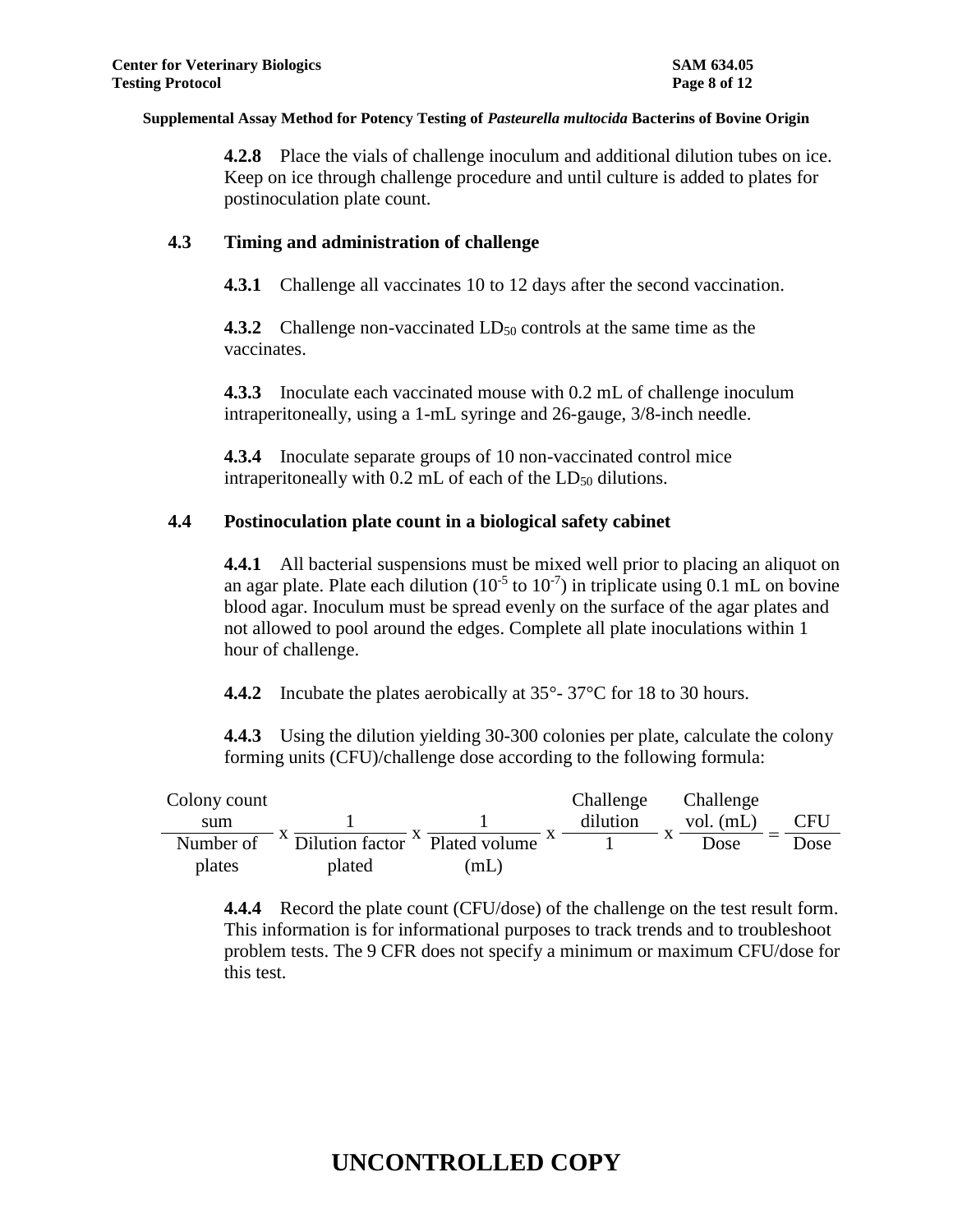**4.2.8** Place the vials of challenge inoculum and additional dilution tubes on ice. Keep on ice through challenge procedure and until culture is added to plates for postinoculation plate count.

## 4.3 Timing and administration of challenge

**4.3.1** Challenge all vaccinates 10 to 12 days after the second vaccination.

**4.3.2** Challenge non-vaccinated $LD_{50}$ controls at the same time as the vaccinates.

**4.3.3** Inoculate each vaccinated mouse with 0.2 mL of challenge inoculum intraperitoneally, using a 1-mL syringe and 26-gauge, 3/8-inch needle.

**4.3.4** Inoculate separate groups of 10 non-vaccinated control mice intraperitoneally with 0.2 mL of each of the $LD_{50}$ dilutions.

## 4.4 Postinoculation plate count in a biological safety cabinet

**4.4.1** All bacterial suspensions must be mixed well prior to placing an aliquot on an agar plate. Plate each dilution ($10^{-5}$ to $10^{-7}$) in triplicate using 0.1 mL on bovine blood agar. Inoculum must be spread evenly on the surface of the agar plates and not allowed to pool around the edges. Complete all plate inoculations within 1 hour of challenge.

**4.4.2** Incubate the plates aerobically at 35°- 37°C for 18 to 30 hours.

**4.4.3** Using the dilution yielding 30-300 colonies per plate, calculate the colony forming units (CFU)/challenge dose according to the following formula:

$$\frac{\text{Colony count sum}}{\text{Number of plates}} \times \frac{1}{\text{Dilution factor plated}} \times \frac{1}{\text{Plated volume (mL)}} \times \frac{\text{Challenge dilution}}{1} \times \frac{\text{Challenge vol. (mL)}}{\text{Dose}} = \frac{\text{CFU}}{\text{Dose}}$$

**4.4.4** Record the plate count (CFU/dose) of the challenge on the test result form. This information is for informational purposes to track trends and to troubleshoot problem tests. The 9 CFR does not specify a minimum or maximum CFU/dose for this test.

**UNCONTROLLED COPY**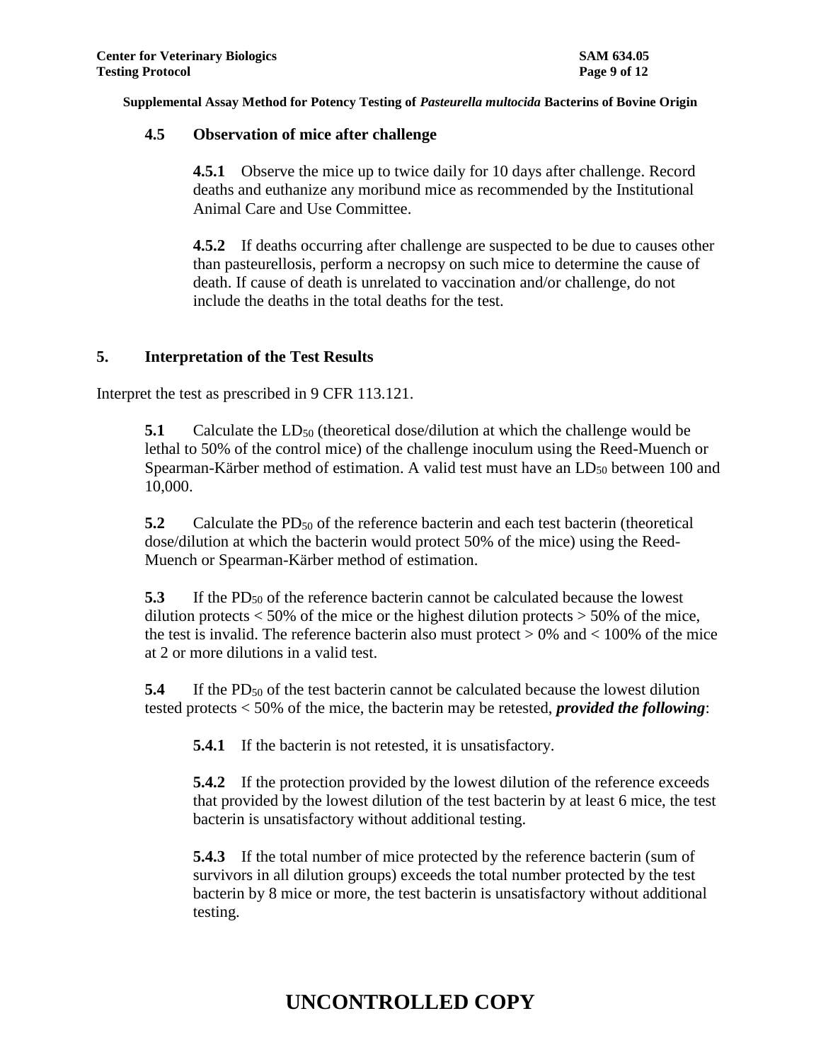Supplemental Assay Method for Potency Testing of *Pasteurella multocida* Bacterins of Bovine Origin

### 4.5 Observation of mice after challenge

**4.5.1** Observe the mice up to twice daily for 10 days after challenge. Record deaths and euthanize any moribund mice as recommended by the Institutional Animal Care and Use Committee.

**4.5.2** If deaths occurring after challenge are suspected to be due to causes other than pasteurellosis, perform a necropsy on such mice to determine the cause of death. If cause of death is unrelated to vaccination and/or challenge, do not include the deaths in the total deaths for the test.

## 5. Interpretation of the Test Results

Interpret the test as prescribed in 9 CFR 113.121.

**5.1** Calculate the $LD_{50}$ (theoretical dose/dilution at which the challenge would be lethal to 50% of the control mice) of the challenge inoculum using the Reed-Muench or Spearman-Kärber method of estimation. A valid test must have an $LD_{50}$ between 100 and 10,000.

**5.2** Calculate the $PD_{50}$ of the reference bacterin and each test bacterin (theoretical dose/dilution at which the bacterin would protect 50% of the mice) using the Reed-Muench or Spearman-Kärber method of estimation.

**5.3** If the $PD_{50}$ of the reference bacterin cannot be calculated because the lowest dilution protects < 50% of the mice or the highest dilution protects > 50% of the mice, the test is invalid. The reference bacterin also must protect > 0% and < 100% of the mice at 2 or more dilutions in a valid test.

**5.4** If the $PD_{50}$ of the test bacterin cannot be calculated because the lowest dilution tested protects < 50% of the mice, the bacterin may be retested, ***provided the following***:

**5.4.1** If the bacterin is not retested, it is unsatisfactory.

**5.4.2** If the protection provided by the lowest dilution of the reference exceeds that provided by the lowest dilution of the test bacterin by at least 6 mice, the test bacterin is unsatisfactory without additional testing.

**5.4.3** If the total number of mice protected by the reference bacterin (sum of survivors in all dilution groups) exceeds the total number protected by the test bacterin by 8 mice or more, the test bacterin is unsatisfactory without additional testing.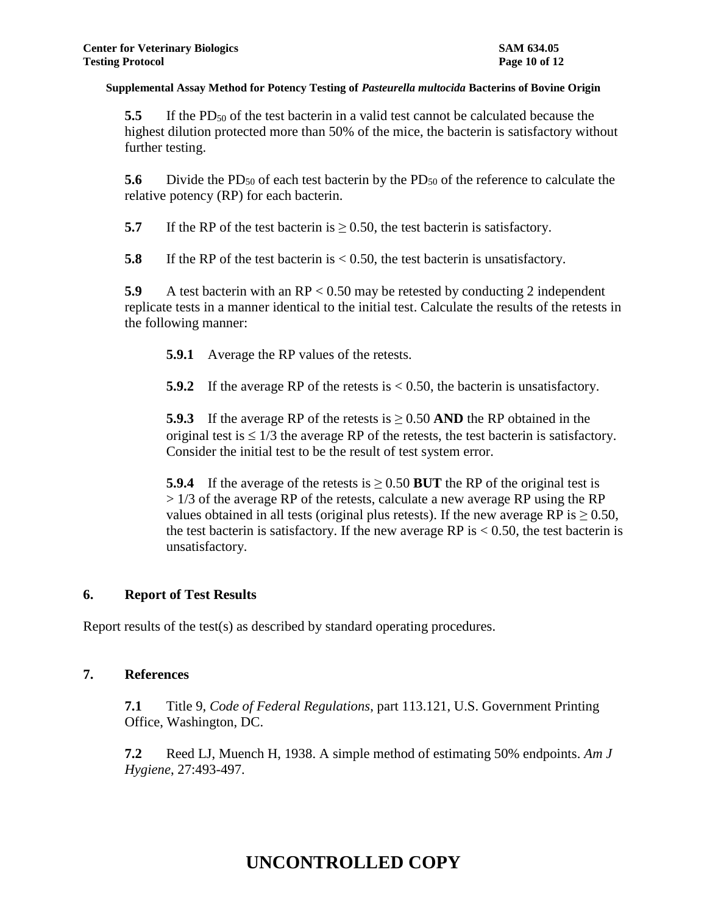**5.5** If the $PD_{50}$ of the test bacterin in a valid test cannot be calculated because the highest dilution protected more than 50% of the mice, the bacterin is satisfactory without further testing.

**5.6** Divide the $PD_{50}$ of each test bacterin by the $PD_{50}$ of the reference to calculate the relative potency (RP) for each bacterin.

**5.7** If the RP of the test bacterin is $\geq 0.50$, the test bacterin is satisfactory.

**5.8** If the RP of the test bacterin is $< 0.50$, the test bacterin is unsatisfactory.

**5.9** A test bacterin with an RP $< 0.50$ may be retested by conducting 2 independent replicate tests in a manner identical to the initial test. Calculate the results of the retests in the following manner:

**5.9.1** Average the RP values of the retests.

**5.9.2** If the average RP of the retests is $< 0.50$, the bacterin is unsatisfactory.

**5.9.3** If the average RP of the retests is $\geq 0.50$ **AND** the RP obtained in the original test is $\leq 1/3$ the average RP of the retests, the test bacterin is satisfactory. Consider the initial test to be the result of test system error.

**5.9.4** If the average of the retests is $\geq 0.50$ **BUT** the RP of the original test is $> 1/3$ of the average RP of the retests, calculate a new average RP using the RP values obtained in all tests (original plus retests). If the new average RP is $\geq 0.50$, the test bacterin is satisfactory. If the new average RP is $< 0.50$, the test bacterin is unsatisfactory.

## 6. Report of Test Results

Report results of the test(s) as described by standard operating procedures.

## 7. References

**7.1** Title 9, *Code of Federal Regulations*, part 113.121, U.S. Government Printing Office, Washington, DC.

**7.2** Reed LJ, Muench H, 1938. A simple method of estimating 50% endpoints. *Am J Hygiene*, 27:493-497.

# UNCONTROLLED COPY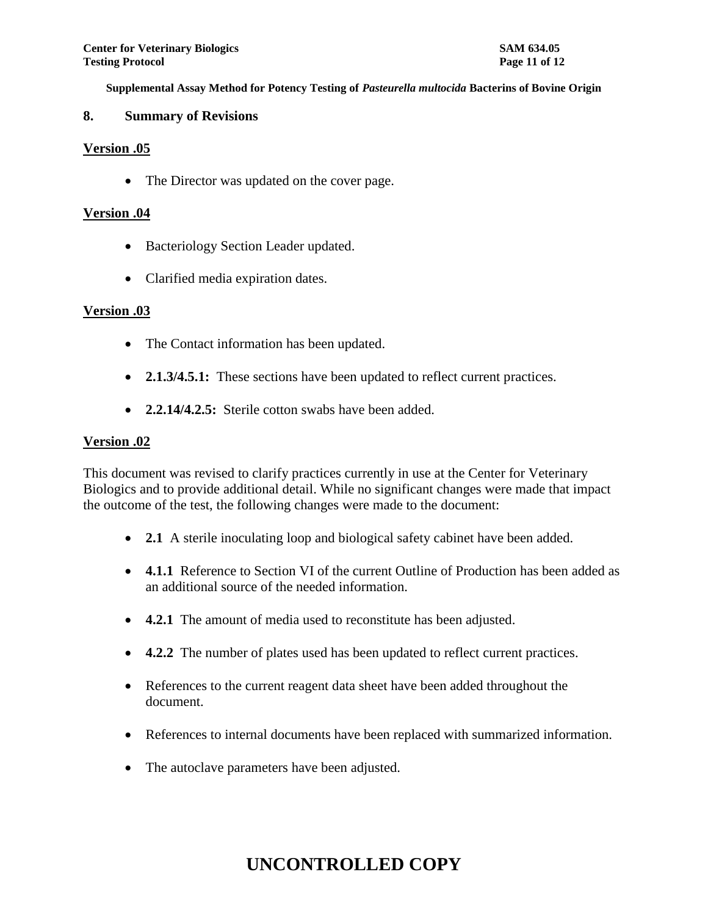## 8. Summary of Revisions

**Version .05**

- The Director was updated on the cover page.

**Version .04**

- Bacteriology Section Leader updated.
- Clarified media expiration dates.

**Version .03**

- The Contact information has been updated.
- **2.1.3/4.5.1:** These sections have been updated to reflect current practices.
- **2.2.14/4.2.5:** Sterile cotton swabs have been added.

**Version .02**

This document was revised to clarify practices currently in use at the Center for Veterinary Biologics and to provide additional detail. While no significant changes were made that impact the outcome of the test, the following changes were made to the document:

- **2.1** A sterile inoculating loop and biological safety cabinet have been added.
- **4.1.1** Reference to Section VI of the current Outline of Production has been added as an additional source of the needed information.
- **4.2.1** The amount of media used to reconstitute has been adjusted.
- **4.2.2** The number of plates used has been updated to reflect current practices.
- References to the current reagent data sheet have been added throughout the document.
- References to internal documents have been replaced with summarized information.
- The autoclave parameters have been adjusted.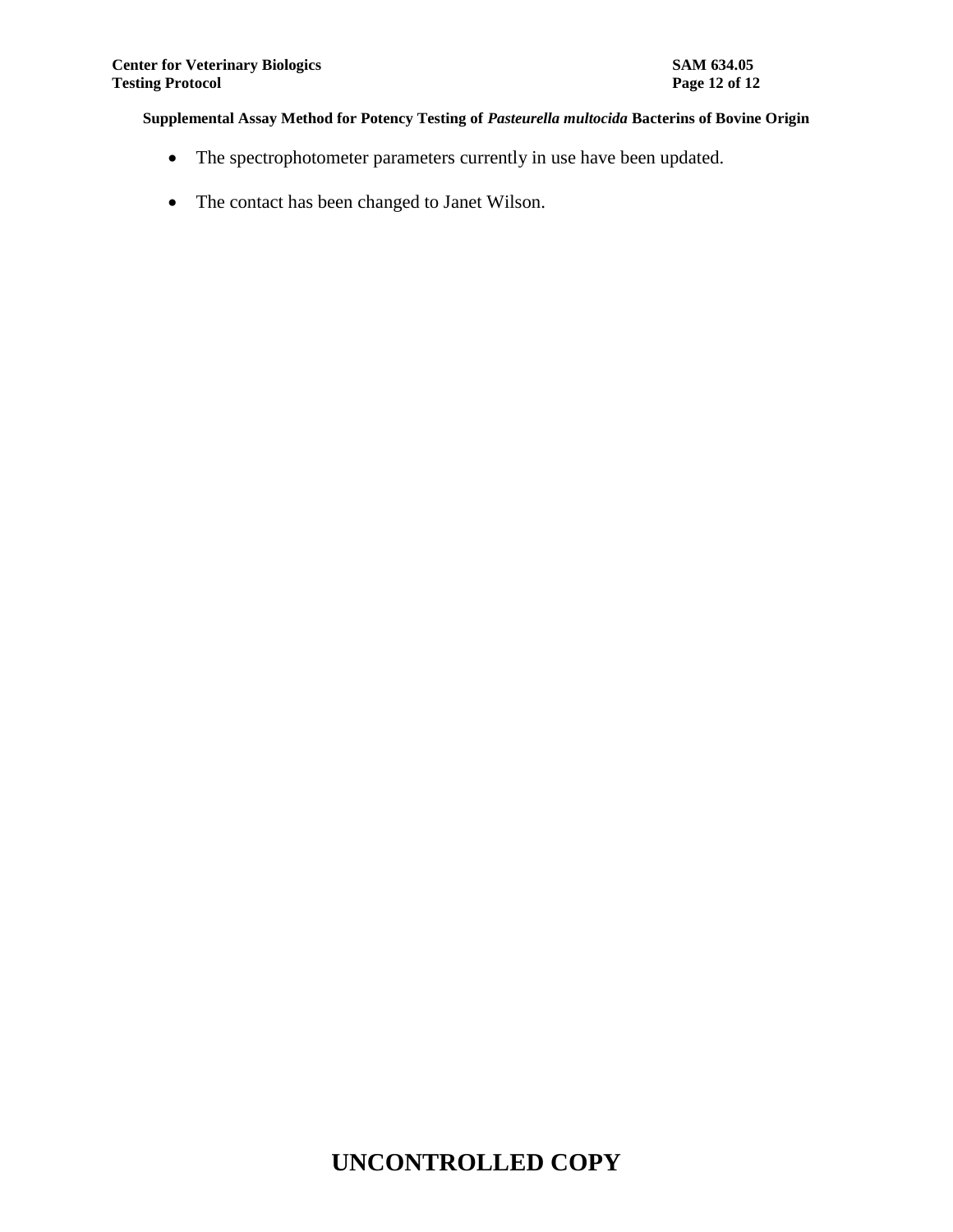- The spectrophotometer parameters currently in use have been updated.
- The contact has been changed to Janet Wilson.

**UNCONTROLLED COPY**